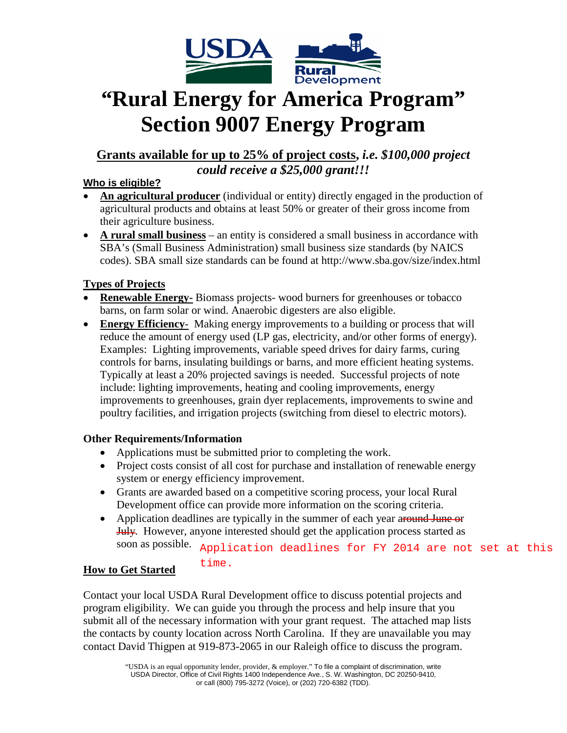# "Rural Energy for America Program" Section 9007 Energy Program

## **Grants available for up to 25% of project costs**, *i.e. $100,000 project could receive a $25,000 grant!!!*

### Who is eligible?

- **An agricultural producer** (individual or entity) directly engaged in the production of agricultural products and obtains at least 50% or greater of their gross income from their agriculture business.
- **A rural small business** – an entity is considered a small business in accordance with SBA's (Small Business Administration) small business size standards (by NAICS codes). SBA small size standards can be found at http://www.sba.gov/size/index.html

### Types of Projects

- **Renewable Energy-** Biomass projects- wood burners for greenhouses or tobacco barns, on farm solar or wind. Anaerobic digesters are also eligible.
- **Energy Efficiency-** Making energy improvements to a building or process that will reduce the amount of energy used (LP gas, electricity, and/or other forms of energy). Examples: Lighting improvements, variable speed drives for dairy farms, curing controls for barns, insulating buildings or barns, and more efficient heating systems. Typically at least a 20% projected savings is needed. Successful projects of note include: lighting improvements, heating and cooling improvements, energy improvements to greenhouses, grain dyer replacements, improvements to swine and poultry facilities, and irrigation projects (switching from diesel to electric motors).

### Other Requirements/Information

- Applications must be submitted prior to completing the work.
- Project costs consist of all cost for purchase and installation of renewable energy system or energy efficiency improvement.
- Grants are awarded based on a competitive scoring process, your local Rural Development office can provide more information on the scoring criteria.
- Application deadlines are typically in the summer of each year ~~around June or July~~. However, anyone interested should get the application process started as soon as possible. Application deadlines for FY 2014 are not set at this time.

### How to Get Started

Contact your local USDA Rural Development office to discuss potential projects and program eligibility. We can guide you through the process and help insure that you submit all of the necessary information with your grant request. The attached map lists the contacts by county location across North Carolina. If they are unavailable you may contact David Thigpen at 919-873-2065 in our Raleigh office to discuss the program.

"USDA is an equal opportunity lender, provider, & employer." To file a complaint of discrimination, write USDA Director, Office of Civil Rights 1400 Independence Ave., S. W. Washington, DC 20250-9410, or call (800) 795-3272 (Voice), or (202) 720-6382 (TDD).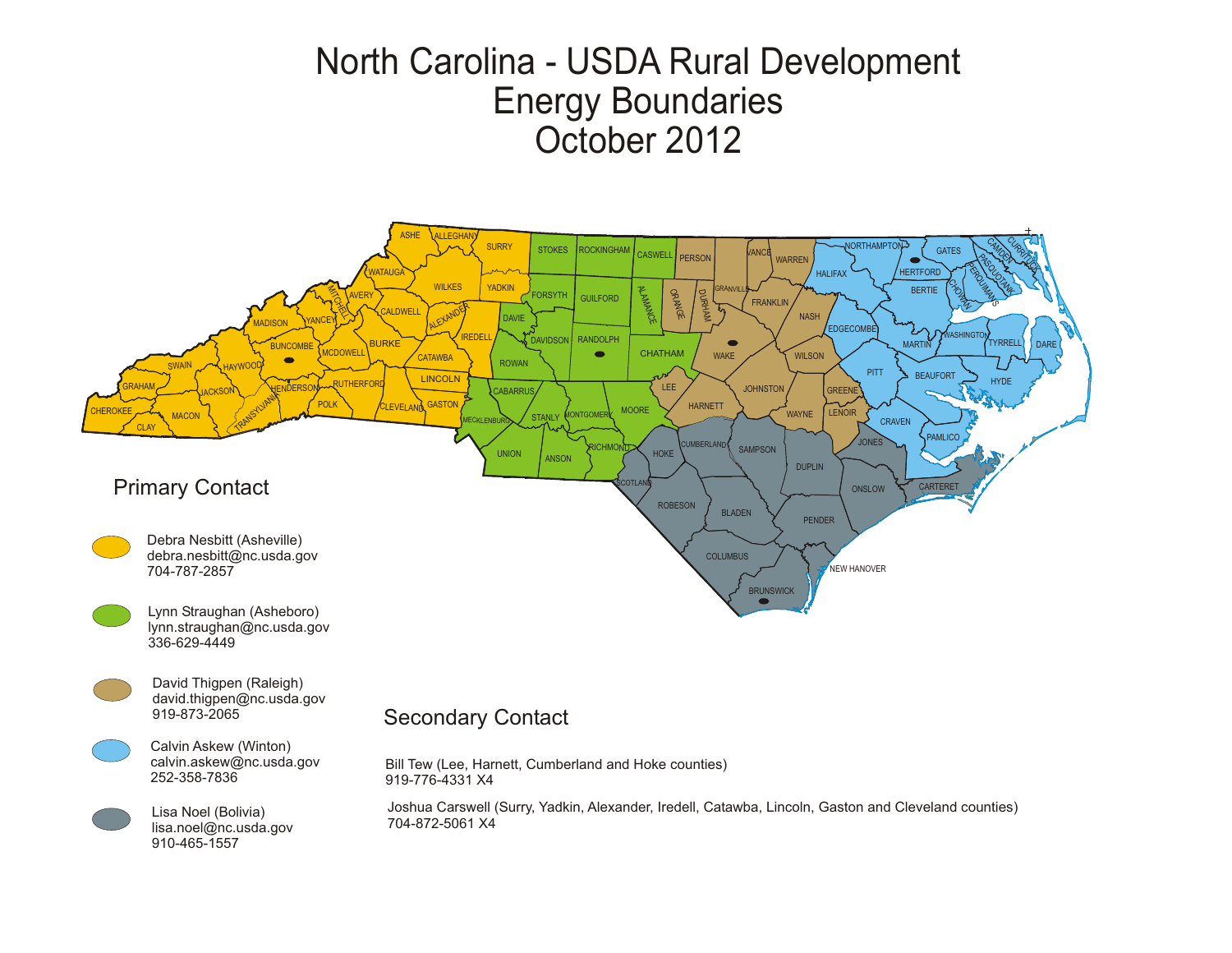# North Carolina - USDA Rural Development Energy Boundaries October 2012

## Primary Contact

Debra Nesbitt (Asheville)
debra.nesbitt@nc.usda.gov
704-787-2857

Lynn Straughan (Asheboro)
lynn.straughan@nc.usda.gov
336-629-4449

David Thigpen (Raleigh)
david.thigpen@nc.usda.gov
919-873-2065

Calvin Askew (Winton)
calvin.askew@nc.usda.gov
252-358-7836

Lisa Noel (Bolivia)
lisa.noel@nc.usda.gov
910-465-1557

## Secondary Contact

Bill Tew (Lee, Harnett, Cumberland and Hoke counties)
919-776-4331 X4

Joshua Carswell (Surry, Yadkin, Alexander, Iredell, Catawba, Lincoln, Gaston and Cleveland counties)
704-872-5061 X4